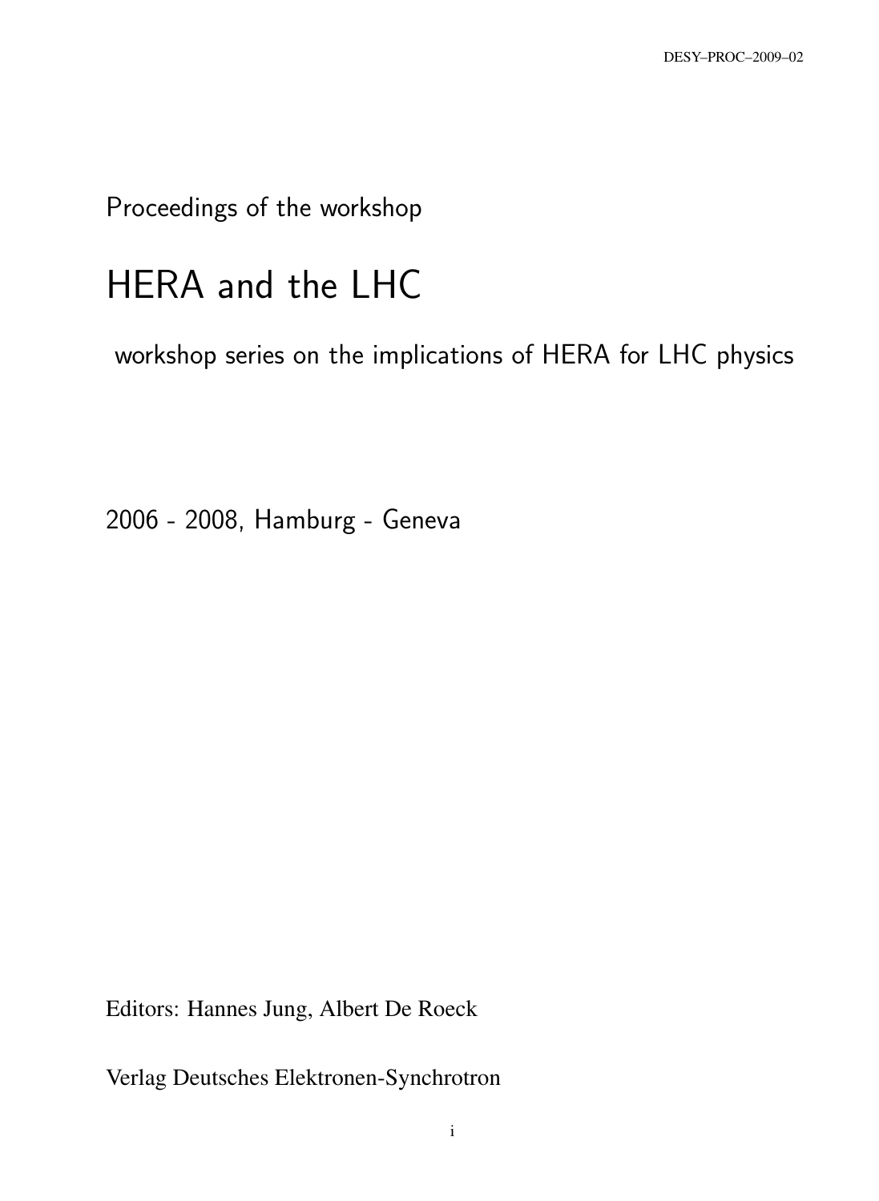DESY–PROC–2009–02

Proceedings of the workshop

# HERA and the LHC

workshop series on the implications of HERA for LHC physics

2006 - 2008, Hamburg - Geneva

Editors: Hannes Jung, Albert De Roeck

Verlag Deutsches Elektronen-Synchrotron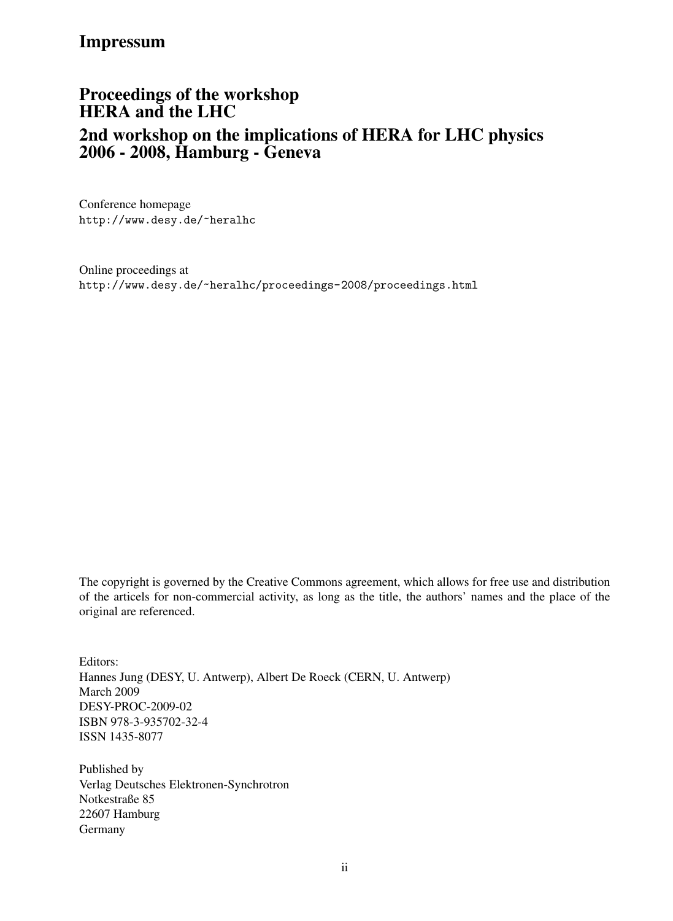# Impressum

## Proceedings of the workshop
## HERA and the LHC
## 2nd workshop on the implications of HERA for LHC physics
## 2006 - 2008, Hamburg - Geneva

Conference homepage
http://www.desy.de/~heralhc

Online proceedings at
http://www.desy.de/~heralhc/proceedings-2008/proceedings.html

The copyright is governed by the Creative Commons agreement, which allows for free use and distribution of the articels for non-commercial activity, as long as the title, the authors' names and the place of the original are referenced.

Editors:
Hannes Jung (DESY, U. Antwerp), Albert De Roeck (CERN, U. Antwerp)
March 2009
DESY-PROC-2009-02
ISBN 978-3-935702-32-4
ISSN 1435-8077

Published by
Verlag Deutsches Elektronen-Synchrotron
Notkestraße 85
22607 Hamburg
Germany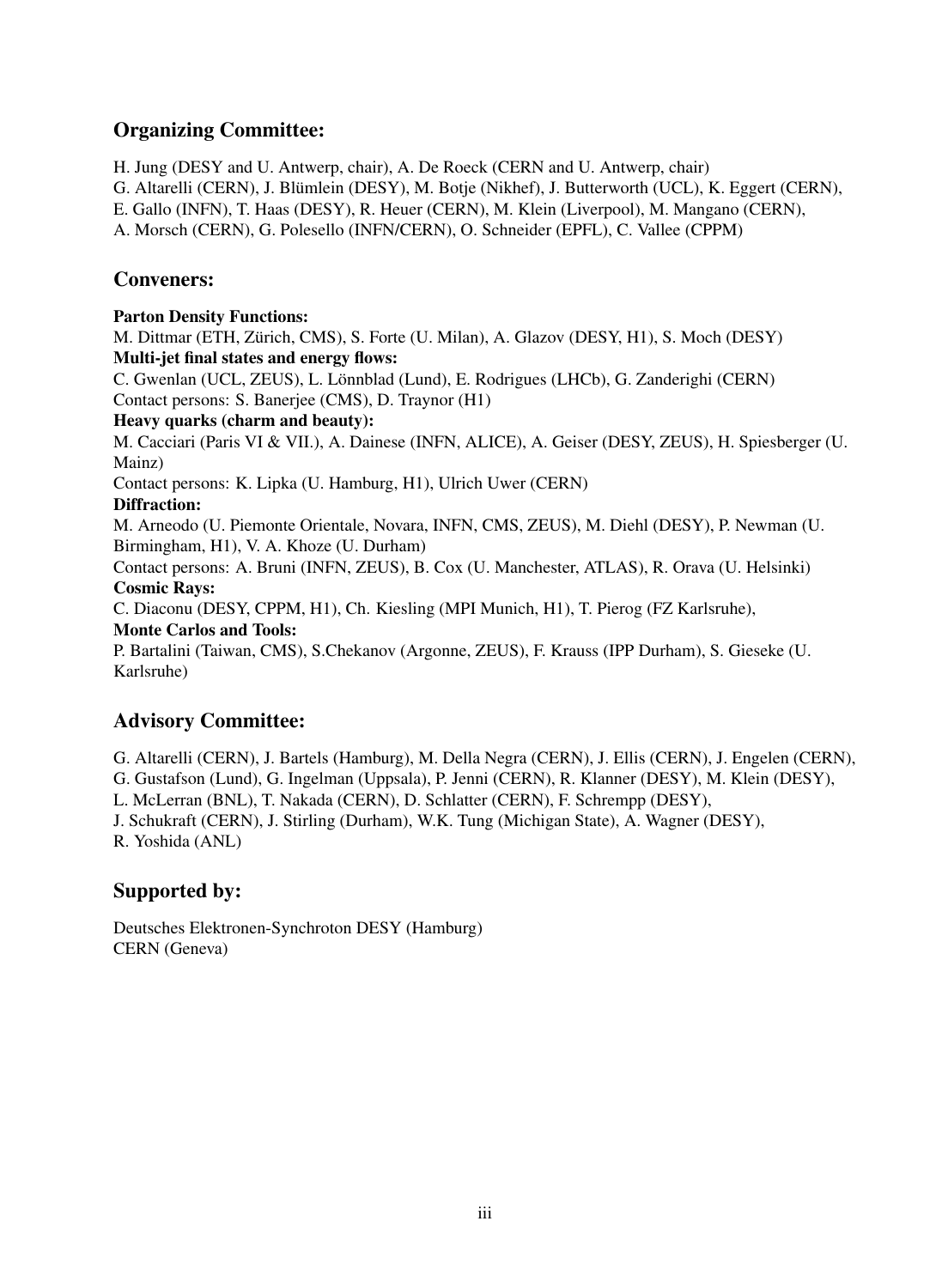## Organizing Committee:

H. Jung (DESY and U. Antwerp, chair), A. De Roeck (CERN and U. Antwerp, chair)
G. Altarelli (CERN), J. Blümlein (DESY), M. Botje (Nikhef), J. Butterworth (UCL), K. Eggert (CERN), E. Gallo (INFN), T. Haas (DESY), R. Heuer (CERN), M. Klein (Liverpool), M. Mangano (CERN), A. Morsch (CERN), G. Polesello (INFN/CERN), O. Schneider (EPFL), C. Vallee (CPPM)

## Conveners:

**Parton Density Functions:**
M. Dittmar (ETH, Zürich, CMS), S. Forte (U. Milan), A. Glazov (DESY, H1), S. Moch (DESY)

**Multi-jet final states and energy flows:**
C. Gwenlan (UCL, ZEUS), L. Lönnblad (Lund), E. Rodrigues (LHCb), G. Zanderighi (CERN)
Contact persons: S. Banerjee (CMS), D. Traynor (H1)

**Heavy quarks (charm and beauty):**
M. Cacciari (Paris VI & VII.), A. Dainese (INFN, ALICE), A. Geiser (DESY, ZEUS), H. Spiesberger (U. Mainz)
Contact persons: K. Lipka (U. Hamburg, H1), Ulrich Uwer (CERN)

**Diffraction:**
M. Arneodo (U. Piemonte Orientale, Novara, INFN, CMS, ZEUS), M. Diehl (DESY), P. Newman (U. Birmingham, H1), V. A. Khoze (U. Durham)
Contact persons: A. Bruni (INFN, ZEUS), B. Cox (U. Manchester, ATLAS), R. Orava (U. Helsinki)

**Cosmic Rays:**
C. Diaconu (DESY, CPPM, H1), Ch. Kiesling (MPI Munich, H1), T. Pierog (FZ Karlsruhe),

**Monte Carlos and Tools:**
P. Bartalini (Taiwan, CMS), S.Chekanov (Argonne, ZEUS), F. Krauss (IPP Durham), S. Gieseke (U. Karlsruhe)

## Advisory Committee:

G. Altarelli (CERN), J. Bartels (Hamburg), M. Della Negra (CERN), J. Ellis (CERN), J. Engelen (CERN), G. Gustafson (Lund), G. Ingelman (Uppsala), P. Jenni (CERN), R. Klanner (DESY), M. Klein (DESY), L. McLerran (BNL), T. Nakada (CERN), D. Schlatter (CERN), F. Schrempp (DESY), J. Schukraft (CERN), J. Stirling (Durham), W.K. Tung (Michigan State), A. Wagner (DESY), R. Yoshida (ANL)

## Supported by:

Deutsches Elektronen-Synchroton DESY (Hamburg)
CERN (Geneva)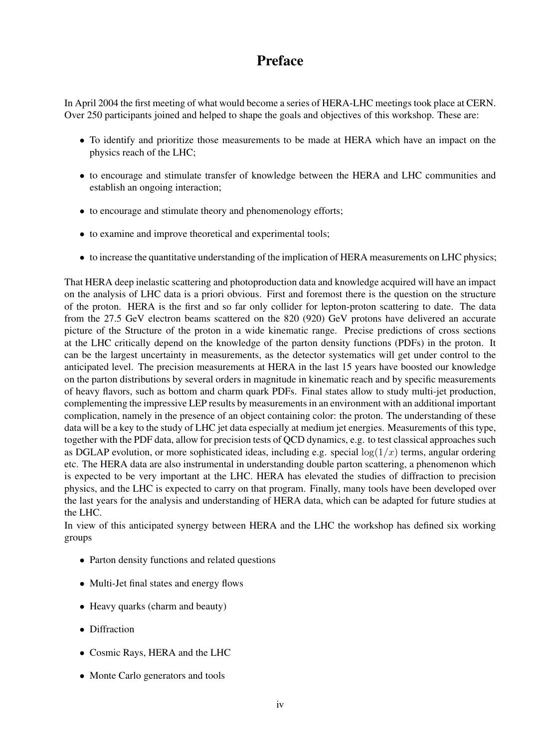# Preface

In April 2004 the first meeting of what would become a series of HERA-LHC meetings took place at CERN. Over 250 participants joined and helped to shape the goals and objectives of this workshop. These are:

- To identify and prioritize those measurements to be made at HERA which have an impact on the physics reach of the LHC;
- to encourage and stimulate transfer of knowledge between the HERA and LHC communities and establish an ongoing interaction;
- to encourage and stimulate theory and phenomenology efforts;
- to examine and improve theoretical and experimental tools;
- to increase the quantitative understanding of the implication of HERA measurements on LHC physics;

That HERA deep inelastic scattering and photoproduction data and knowledge acquired will have an impact on the analysis of LHC data is a priori obvious. First and foremost there is the question on the structure of the proton. HERA is the first and so far only collider for lepton-proton scattering to date. The data from the 27.5 GeV electron beams scattered on the 820 (920) GeV protons have delivered an accurate picture of the Structure of the proton in a wide kinematic range. Precise predictions of cross sections at the LHC critically depend on the knowledge of the parton density functions (PDFs) in the proton. It can be the largest uncertainty in measurements, as the detector systematics will get under control to the anticipated level. The precision measurements at HERA in the last 15 years have boosted our knowledge on the parton distributions by several orders in magnitude in kinematic reach and by specific measurements of heavy flavors, such as bottom and charm quark PDFs. Final states allow to study multi-jet production, complementing the impressive LEP results by measurements in an environment with an additional important complication, namely in the presence of an object containing color: the proton. The understanding of these data will be a key to the study of LHC jet data especially at medium jet energies. Measurements of this type, together with the PDF data, allow for precision tests of QCD dynamics, e.g. to test classical approaches such as DGLAP evolution, or more sophisticated ideas, including e.g. special $\log(1/x)$ terms, angular ordering etc. The HERA data are also instrumental in understanding double parton scattering, a phenomenon which is expected to be very important at the LHC. HERA has elevated the studies of diffraction to precision physics, and the LHC is expected to carry on that program. Finally, many tools have been developed over the last years for the analysis and understanding of HERA data, which can be adapted for future studies at the LHC.

In view of this anticipated synergy between HERA and the LHC the workshop has defined six working groups

- Parton density functions and related questions
- Multi-Jet final states and energy flows
- Heavy quarks (charm and beauty)
- Diffraction
- Cosmic Rays, HERA and the LHC
- Monte Carlo generators and tools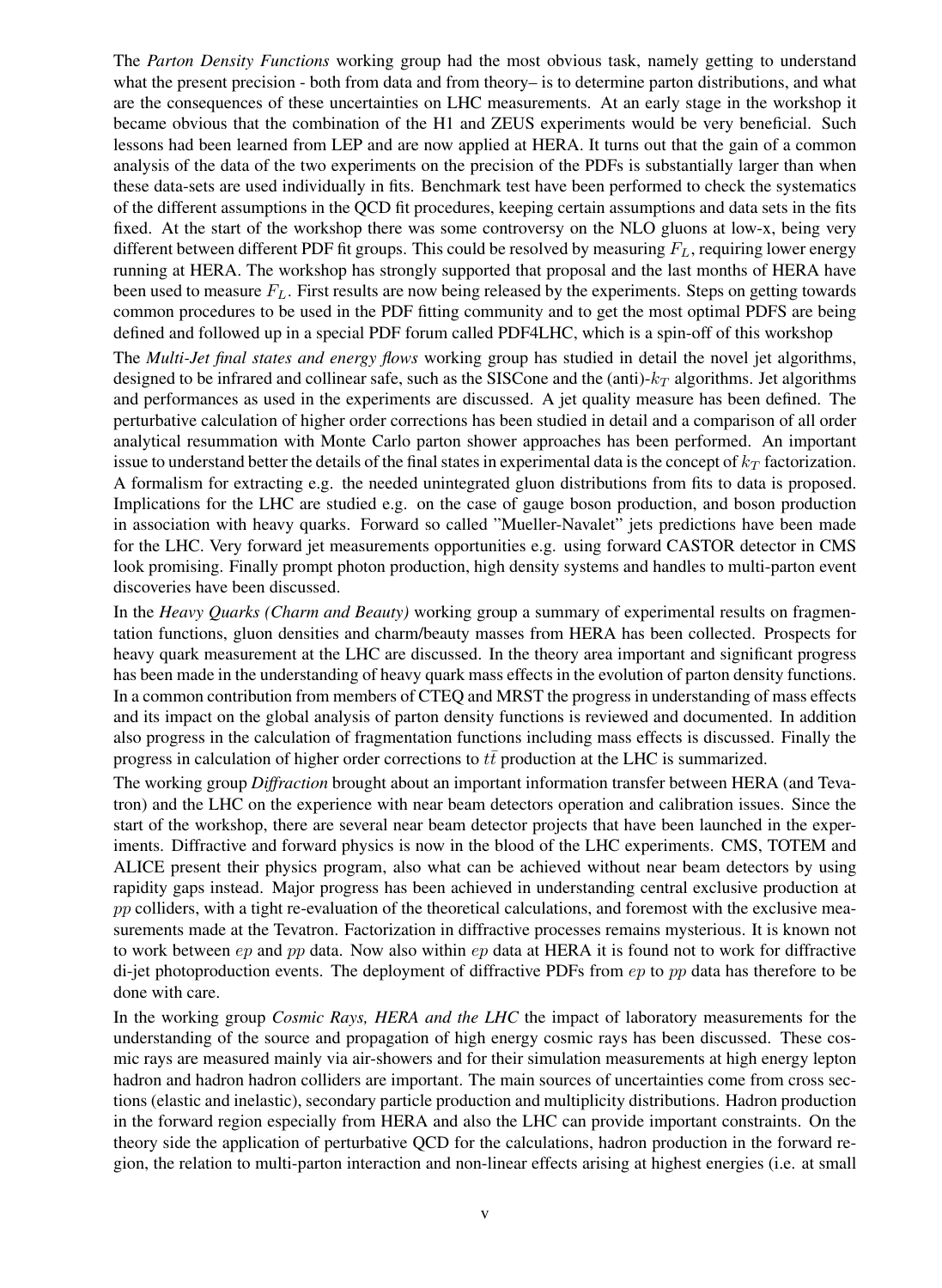The *Parton Density Functions* working group had the most obvious task, namely getting to understand what the present precision - both from data and from theory– is to determine parton distributions, and what are the consequences of these uncertainties on LHC measurements. At an early stage in the workshop it became obvious that the combination of the H1 and ZEUS experiments would be very beneficial. Such lessons had been learned from LEP and are now applied at HERA. It turns out that the gain of a common analysis of the data of the two experiments on the precision of the PDFs is substantially larger than when these data-sets are used individually in fits. Benchmark test have been performed to check the systematics of the different assumptions in the QCD fit procedures, keeping certain assumptions and data sets in the fits fixed. At the start of the workshop there was some controversy on the NLO gluons at low-x, being very different between different PDF fit groups. This could be resolved by measuring $F_L$, requiring lower energy running at HERA. The workshop has strongly supported that proposal and the last months of HERA have been used to measure $F_L$. First results are now being released by the experiments. Steps on getting towards common procedures to be used in the PDF fitting community and to get the most optimal PDFS are being defined and followed up in a special PDF forum called PDF4LHC, which is a spin-off of this workshop

The *Multi-Jet final states and energy flows* working group has studied in detail the novel jet algorithms, designed to be infrared and collinear safe, such as the SISCone and the (anti)-$k_T$ algorithms. Jet algorithms and performances as used in the experiments are discussed. A jet quality measure has been defined. The perturbative calculation of higher order corrections has been studied in detail and a comparison of all order analytical resummation with Monte Carlo parton shower approaches has been performed. An important issue to understand better the details of the final states in experimental data is the concept of $k_T$ factorization. A formalism for extracting e.g. the needed unintegrated gluon distributions from fits to data is proposed. Implications for the LHC are studied e.g. on the case of gauge boson production, and boson production in association with heavy quarks. Forward so called "Mueller-Navalet" jets predictions have been made for the LHC. Very forward jet measurements opportunities e.g. using forward CASTOR detector in CMS look promising. Finally prompt photon production, high density systems and handles to multi-parton event discoveries have been discussed.

In the *Heavy Quarks (Charm and Beauty)* working group a summary of experimental results on fragmentation functions, gluon densities and charm/beauty masses from HERA has been collected. Prospects for heavy quark measurement at the LHC are discussed. In the theory area important and significant progress has been made in the understanding of heavy quark mass effects in the evolution of parton density functions. In a common contribution from members of CTEQ and MRST the progress in understanding of mass effects and its impact on the global analysis of parton density functions is reviewed and documented. In addition also progress in the calculation of fragmentation functions including mass effects is discussed. Finally the progress in calculation of higher order corrections to $t\bar{t}$ production at the LHC is summarized.

The working group *Diffraction* brought about an important information transfer between HERA (and Tevatron) and the LHC on the experience with near beam detectors operation and calibration issues. Since the start of the workshop, there are several near beam detector projects that have been launched in the experiments. Diffractive and forward physics is now in the blood of the LHC experiments. CMS, TOTEM and ALICE present their physics program, also what can be achieved without near beam detectors by using rapidity gaps instead. Major progress has been achieved in understanding central exclusive production at $pp$ colliders, with a tight re-evaluation of the theoretical calculations, and foremost with the exclusive measurements made at the Tevatron. Factorization in diffractive processes remains mysterious. It is known not to work between $ep$ and $pp$ data. Now also within $ep$ data at HERA it is found not to work for diffractive di-jet photoproduction events. The deployment of diffractive PDFs from $ep$ to $pp$ data has therefore to be done with care.

In the working group *Cosmic Rays, HERA and the LHC* the impact of laboratory measurements for the understanding of the source and propagation of high energy cosmic rays has been discussed. These cosmic rays are measured mainly via air-showers and for their simulation measurements at high energy lepton hadron and hadron hadron colliders are important. The main sources of uncertainties come from cross sections (elastic and inelastic), secondary particle production and multiplicity distributions. Hadron production in the forward region especially from HERA and also the LHC can provide important constraints. On the theory side the application of perturbative QCD for the calculations, hadron production in the forward region, the relation to multi-parton interaction and non-linear effects arising at highest energies (i.e. at small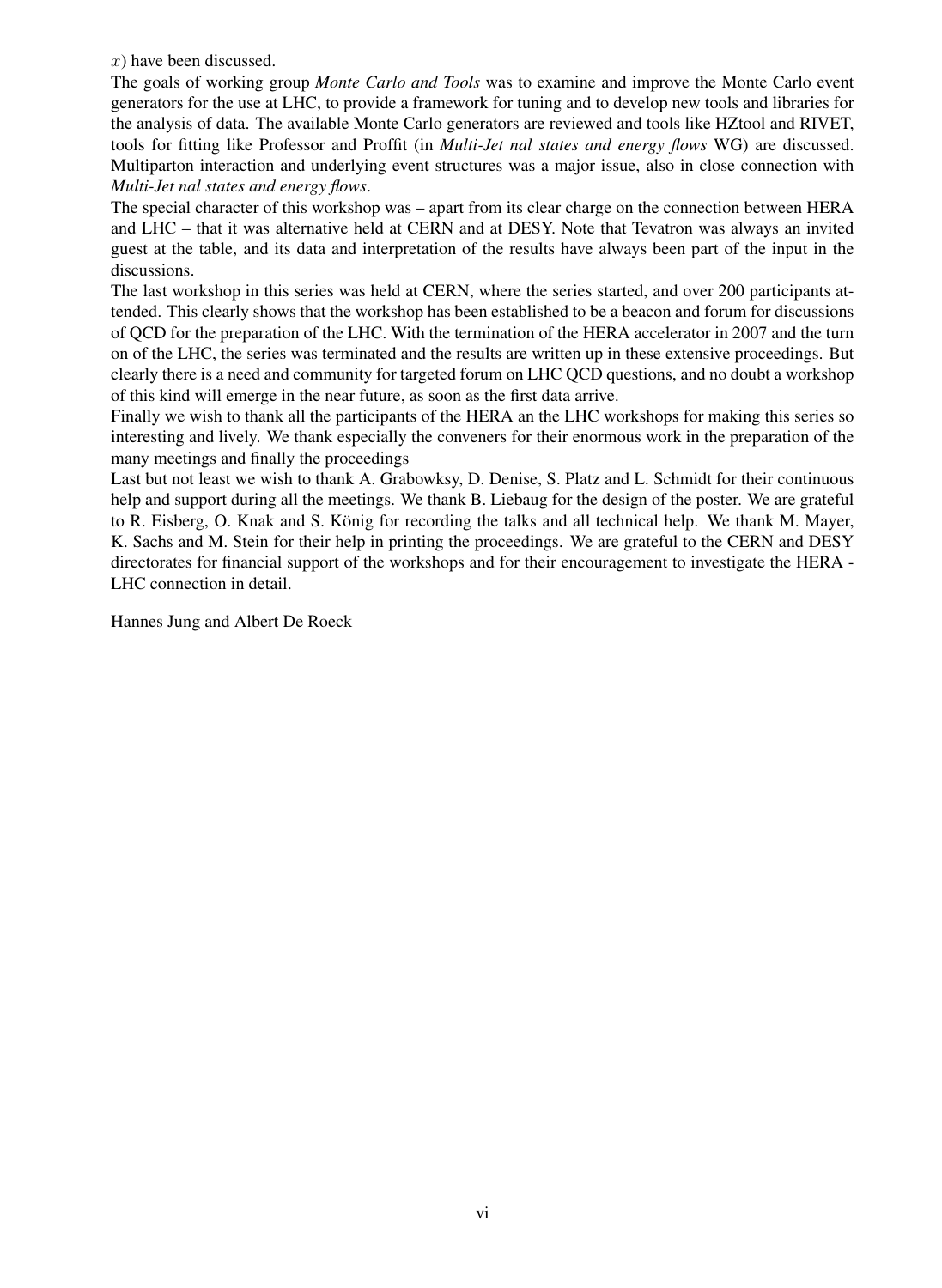$x$) have been discussed.

The goals of working group *Monte Carlo and Tools* was to examine and improve the Monte Carlo event generators for the use at LHC, to provide a framework for tuning and to develop new tools and libraries for the analysis of data. The available Monte Carlo generators are reviewed and tools like HZtool and RIVET, tools for fitting like Professor and Proffit (in *Multi-Jet nal states and energy flows* WG) are discussed. Multiparton interaction and underlying event structures was a major issue, also in close connection with *Multi-Jet nal states and energy flows*.

The special character of this workshop was – apart from its clear charge on the connection between HERA and LHC – that it was alternative held at CERN and at DESY. Note that Tevatron was always an invited guest at the table, and its data and interpretation of the results have always been part of the input in the discussions.

The last workshop in this series was held at CERN, where the series started, and over 200 participants attended. This clearly shows that the workshop has been established to be a beacon and forum for discussions of QCD for the preparation of the LHC. With the termination of the HERA accelerator in 2007 and the turn on of the LHC, the series was terminated and the results are written up in these extensive proceedings. But clearly there is a need and community for targeted forum on LHC QCD questions, and no doubt a workshop of this kind will emerge in the near future, as soon as the first data arrive.

Finally we wish to thank all the participants of the HERA an the LHC workshops for making this series so interesting and lively. We thank especially the conveners for their enormous work in the preparation of the many meetings and finally the proceedings

Last but not least we wish to thank A. Grabowksy, D. Denise, S. Platz and L. Schmidt for their continuous help and support during all the meetings. We thank B. Liebaug for the design of the poster. We are grateful to R. Eisberg, O. Knak and S. König for recording the talks and all technical help. We thank M. Mayer, K. Sachs and M. Stein for their help in printing the proceedings. We are grateful to the CERN and DESY directorates for financial support of the workshops and for their encouragement to investigate the HERA - LHC connection in detail.

Hannes Jung and Albert De Roeck